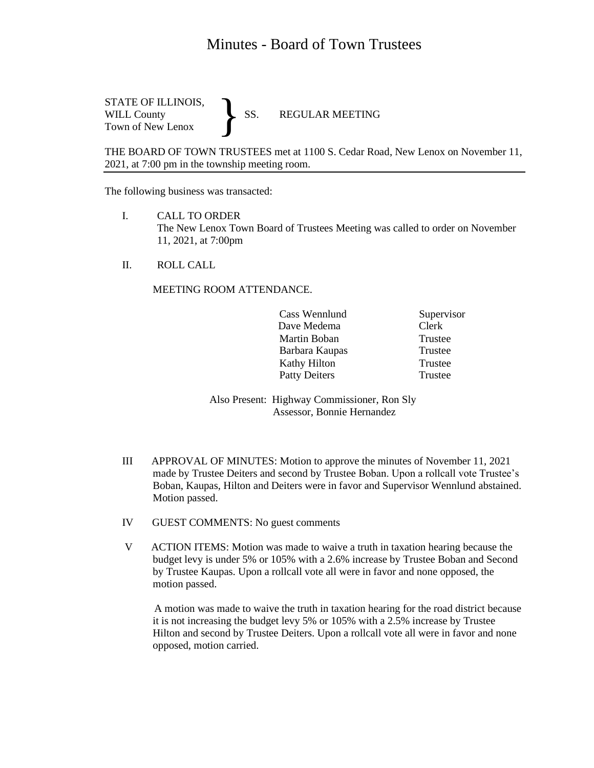# Minutes - Board of Town Trustees

STATE OF ILLINOIS,
WILL County } SS. REGULAR MEETING
Town of New Lenox

THE BOARD OF TOWN TRUSTEES met at 1100 S. Cedar Road, New Lenox on November 11, 2021, at 7:00 pm in the township meeting room.

The following business was transacted:

I. CALL TO ORDER
The New Lenox Town Board of Trustees Meeting was called to order on November 11, 2021, at 7:00pm

II. ROLL CALL

MEETING ROOM ATTENDANCE.

| | |
|---|---|
| Cass Wennlund | Supervisor |
| Dave Medema | Clerk |
| Martin Boban | Trustee |
| Barbara Kaupas | Trustee |
| Kathy Hilton | Trustee |
| Patty Deiters | Trustee |

Also Present: Highway Commissioner, Ron Sly
Assessor, Bonnie Hernandez

III APPROVAL OF MINUTES: Motion to approve the minutes of November 11, 2021 made by Trustee Deiters and second by Trustee Boban. Upon a rollcall vote Trustee's Boban, Kaupas, Hilton and Deiters were in favor and Supervisor Wennlund abstained. Motion passed.

IV GUEST COMMENTS: No guest comments

V ACTION ITEMS: Motion was made to waive a truth in taxation hearing because the budget levy is under 5% or 105% with a 2.6% increase by Trustee Boban and Second by Trustee Kaupas. Upon a rollcall vote all were in favor and none opposed, the motion passed.

A motion was made to waive the truth in taxation hearing for the road district because it is not increasing the budget levy 5% or 105% with a 2.5% increase by Trustee Hilton and second by Trustee Deiters. Upon a rollcall vote all were in favor and none opposed, motion carried.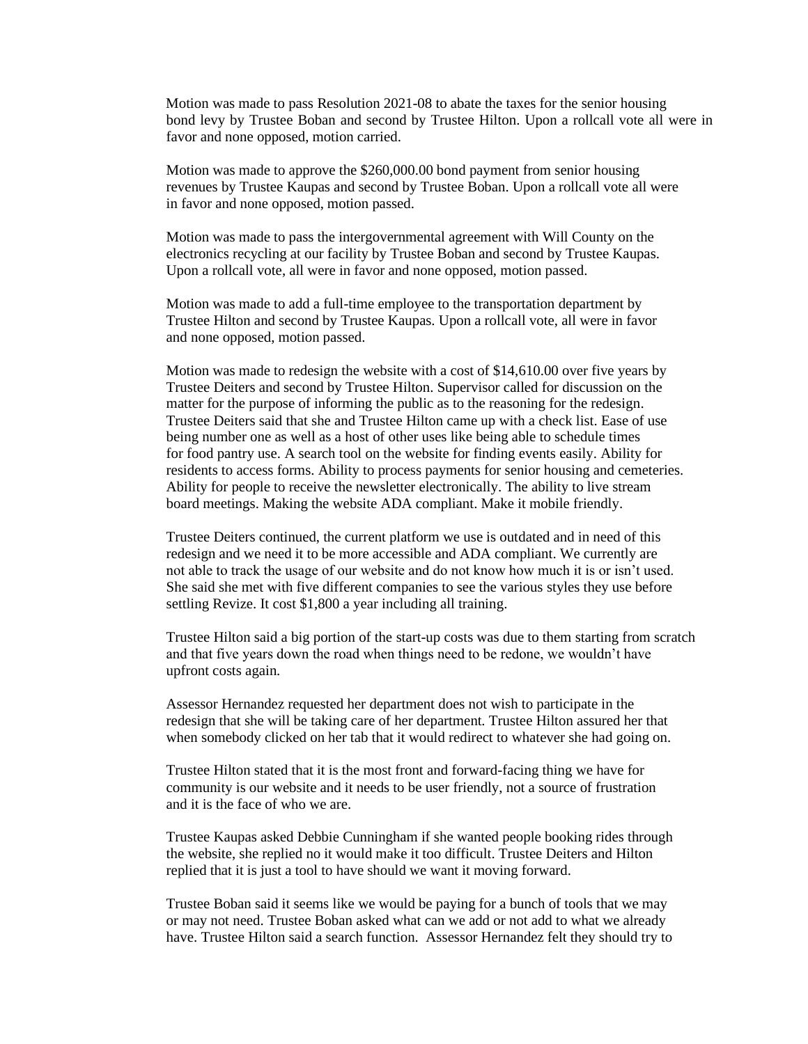Motion was made to pass Resolution 2021-08 to abate the taxes for the senior housing bond levy by Trustee Boban and second by Trustee Hilton. Upon a rollcall vote all were in favor and none opposed, motion carried.

Motion was made to approve the $260,000.00 bond payment from senior housing revenues by Trustee Kaupas and second by Trustee Boban. Upon a rollcall vote all were in favor and none opposed, motion passed.

Motion was made to pass the intergovernmental agreement with Will County on the electronics recycling at our facility by Trustee Boban and second by Trustee Kaupas. Upon a rollcall vote, all were in favor and none opposed, motion passed.

Motion was made to add a full-time employee to the transportation department by Trustee Hilton and second by Trustee Kaupas. Upon a rollcall vote, all were in favor and none opposed, motion passed.

Motion was made to redesign the website with a cost of $14,610.00 over five years by Trustee Deiters and second by Trustee Hilton. Supervisor called for discussion on the matter for the purpose of informing the public as to the reasoning for the redesign. Trustee Deiters said that she and Trustee Hilton came up with a check list. Ease of use being number one as well as a host of other uses like being able to schedule times for food pantry use. A search tool on the website for finding events easily. Ability for residents to access forms. Ability to process payments for senior housing and cemeteries. Ability for people to receive the newsletter electronically. The ability to live stream board meetings. Making the website ADA compliant. Make it mobile friendly.

Trustee Deiters continued, the current platform we use is outdated and in need of this redesign and we need it to be more accessible and ADA compliant. We currently are not able to track the usage of our website and do not know how much it is or isn't used. She said she met with five different companies to see the various styles they use before settling Revize. It cost $1,800 a year including all training.

Trustee Hilton said a big portion of the start-up costs was due to them starting from scratch and that five years down the road when things need to be redone, we wouldn't have upfront costs again.

Assessor Hernandez requested her department does not wish to participate in the redesign that she will be taking care of her department. Trustee Hilton assured her that when somebody clicked on her tab that it would redirect to whatever she had going on.

Trustee Hilton stated that it is the most front and forward-facing thing we have for community is our website and it needs to be user friendly, not a source of frustration and it is the face of who we are.

Trustee Kaupas asked Debbie Cunningham if she wanted people booking rides through the website, she replied no it would make it too difficult. Trustee Deiters and Hilton replied that it is just a tool to have should we want it moving forward.

Trustee Boban said it seems like we would be paying for a bunch of tools that we may or may not need. Trustee Boban asked what can we add or not add to what we already have. Trustee Hilton said a search function. Assessor Hernandez felt they should try to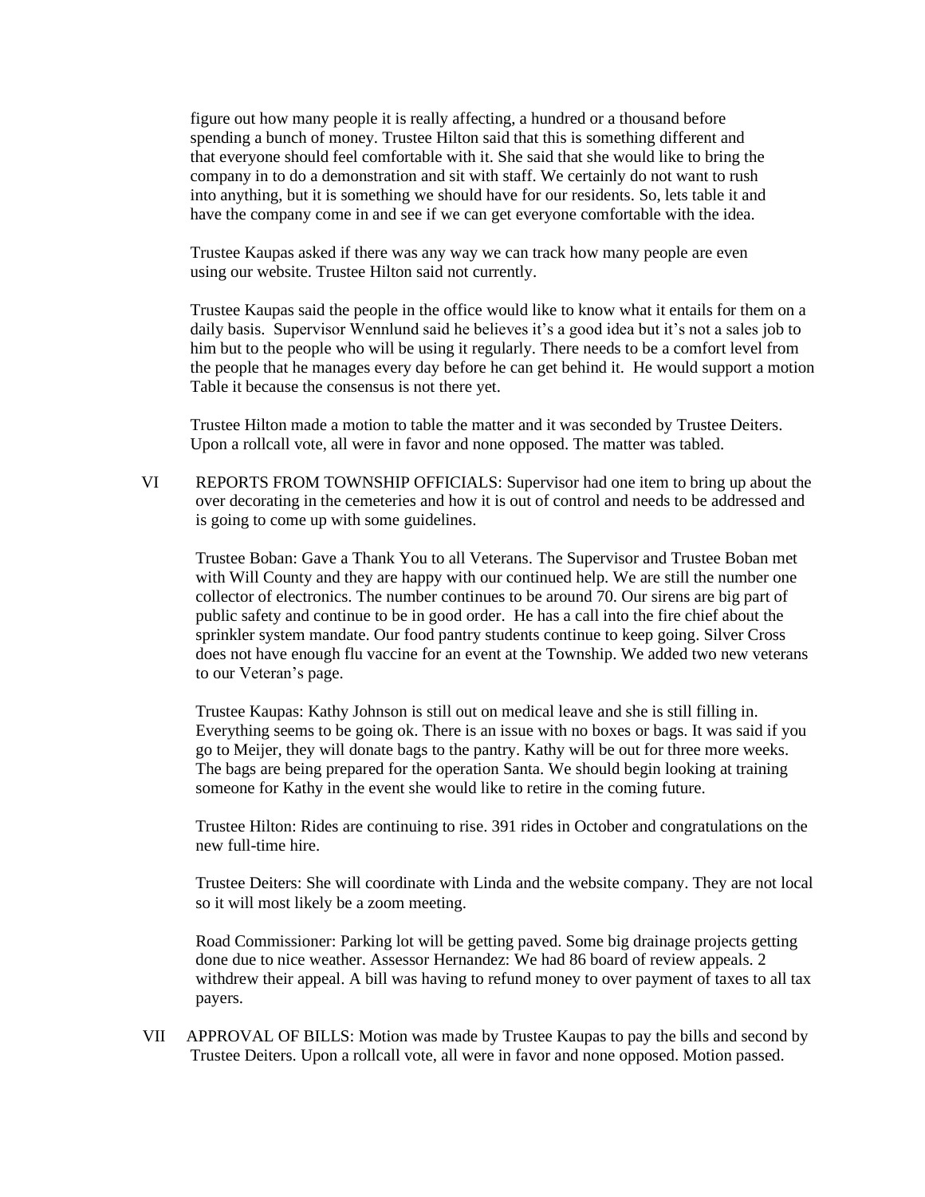figure out how many people it is really affecting, a hundred or a thousand before spending a bunch of money. Trustee Hilton said that this is something different and that everyone should feel comfortable with it. She said that she would like to bring the company in to do a demonstration and sit with staff. We certainly do not want to rush into anything, but it is something we should have for our residents. So, lets table it and have the company come in and see if we can get everyone comfortable with the idea.

Trustee Kaupas asked if there was any way we can track how many people are even using our website. Trustee Hilton said not currently.

Trustee Kaupas said the people in the office would like to know what it entails for them on a daily basis. Supervisor Wennlund said he believes it's a good idea but it's not a sales job to him but to the people who will be using it regularly. There needs to be a comfort level from the people that he manages every day before he can get behind it. He would support a motion Table it because the consensus is not there yet.

Trustee Hilton made a motion to table the matter and it was seconded by Trustee Deiters. Upon a rollcall vote, all were in favor and none opposed. The matter was tabled.

VI REPORTS FROM TOWNSHIP OFFICIALS: Supervisor had one item to bring up about the over decorating in the cemeteries and how it is out of control and needs to be addressed and is going to come up with some guidelines.

Trustee Boban: Gave a Thank You to all Veterans. The Supervisor and Trustee Boban met with Will County and they are happy with our continued help. We are still the number one collector of electronics. The number continues to be around 70. Our sirens are big part of public safety and continue to be in good order. He has a call into the fire chief about the sprinkler system mandate. Our food pantry students continue to keep going. Silver Cross does not have enough flu vaccine for an event at the Township. We added two new veterans to our Veteran's page.

Trustee Kaupas: Kathy Johnson is still out on medical leave and she is still filling in. Everything seems to be going ok. There is an issue with no boxes or bags. It was said if you go to Meijer, they will donate bags to the pantry. Kathy will be out for three more weeks. The bags are being prepared for the operation Santa. We should begin looking at training someone for Kathy in the event she would like to retire in the coming future.

Trustee Hilton: Rides are continuing to rise. 391 rides in October and congratulations on the new full-time hire.

Trustee Deiters: She will coordinate with Linda and the website company. They are not local so it will most likely be a zoom meeting.

Road Commissioner: Parking lot will be getting paved. Some big drainage projects getting done due to nice weather. Assessor Hernandez: We had 86 board of review appeals. 2 withdrew their appeal. A bill was having to refund money to over payment of taxes to all tax payers.

VII APPROVAL OF BILLS: Motion was made by Trustee Kaupas to pay the bills and second by Trustee Deiters. Upon a rollcall vote, all were in favor and none opposed. Motion passed.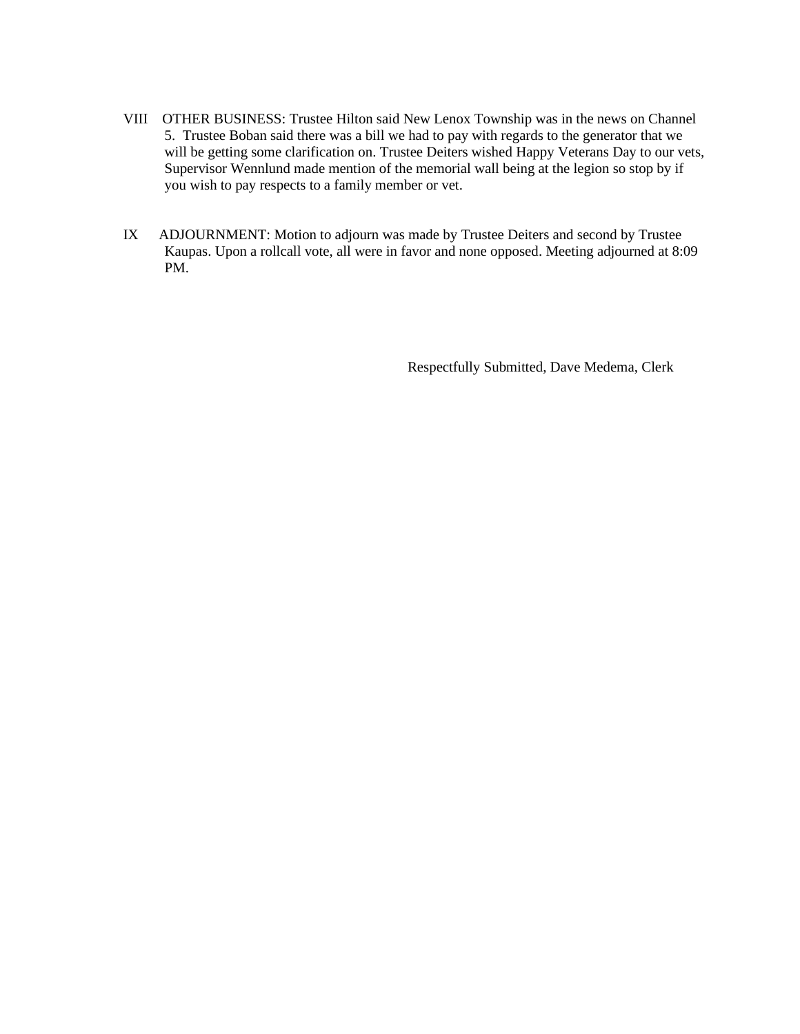VIII OTHER BUSINESS: Trustee Hilton said New Lenox Township was in the news on Channel 5. Trustee Boban said there was a bill we had to pay with regards to the generator that we will be getting some clarification on. Trustee Deiters wished Happy Veterans Day to our vets, Supervisor Wennlund made mention of the memorial wall being at the legion so stop by if you wish to pay respects to a family member or vet.

IX ADJOURNMENT: Motion to adjourn was made by Trustee Deiters and second by Trustee Kaupas. Upon a rollcall vote, all were in favor and none opposed. Meeting adjourned at 8:09 PM.

Respectfully Submitted, Dave Medema, Clerk